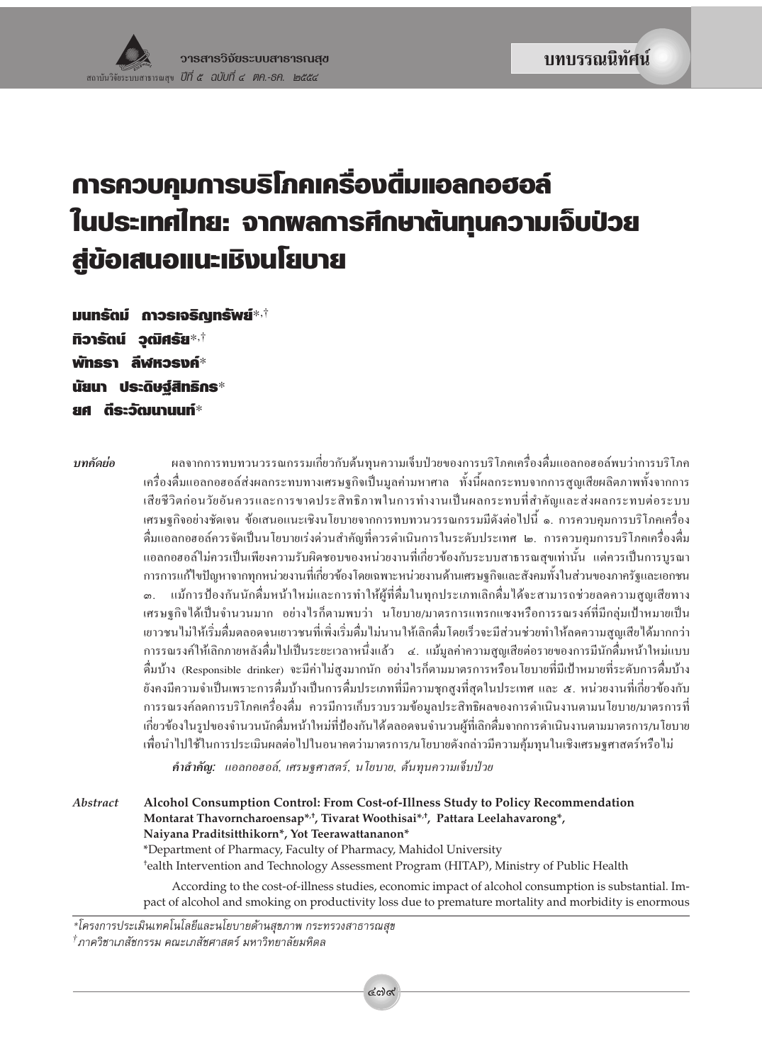บทบรรณนิทัศน์

# การควบคุมการบริโภคเครื่องดื่มแอลกอฮอล์ในประเทศไทย: จากผลการศึกษาต้นทุนความเจ็บป่วยสู่ข้อเสนอแนะเชิงนโยบาย

**มนทรัตม์ ถาวรเจริญทรัพย์***,†
**ทิวารัตน์ วุฒิศรัย***,†
**พัทธรา ลีฬหวรงค์***
**นัยนา ประดิษฐ์สิทธิกร***
**ยศ ตีระวัฒนานนท์***

***บทคัดย่อ*** ผลจากการทบทวนวรรณกรรมเกี่ยวกับต้นทุนความเจ็บป่วยของการบริโภคเครื่องดื่มแอลกอฮอล์พบว่าการบริโภคเครื่องดื่มแอลกอฮอล์ส่งผลกระทบทางเศรษฐกิจเป็นมูลค่ามหาศาล ทั้งนี้ผลกระทบจากการสูญเสียผลิตภาพทั้งจากการเสียชีวิตก่อนวัยอันควรและการขาดประสิทธิภาพในการทำงานเป็นผลกระทบที่สำคัญและส่งผลกระทบต่อระบบเศรษฐกิจอย่างชัดเจน ข้อเสนอแนะเชิงนโยบายจากการทบทวนวรรณกรรมมีดังต่อไปนี้ ๑. การควบคุมการบริโภคเครื่องดื่มแอลกอฮอล์ควรจัดเป็นนโยบายเร่งด่วนสำคัญที่ควรดำเนินการในระดับประเทศ ๒. การควบคุมการบริโภคเครื่องดื่มแอลกอฮอล์ไม่ควรเป็นเพียงความรับผิดชอบของหน่วยงานที่เกี่ยวข้องกับระบบสาธารณสุขเท่านั้น แต่ควรเป็นการบูรณาการการแก้ไขปัญหาจากทุกหน่วยงานที่เกี่ยวข้องโดยเฉพาะหน่วยงานด้านเศรษฐกิจและสังคมทั้งในส่วนของภาครัฐและเอกชน ๓. แม้การป้องกันนักดื่มหน้าใหม่และการทำให้ผู้ที่ดื่มในทุกประเภทเลิกดื่มได้จะสามารถช่วยลดความสูญเสียทางเศรษฐกิจได้เป็นจำนวนมาก อย่างไรก็ตามพบว่า นโยบาย/มาตรการแทรกแซงหรือการรณรงค์ที่มีกลุ่มเป้าหมายเป็นเยาวชนไม่ให้เริ่มดื่มตลอดจนเยาวชนที่เพิ่งเริ่มดื่มไม่นานให้เลิกดื่มโดยเร็วจะมีส่วนช่วยทำให้ลดความสูญเสียได้มากกว่าการรณรงค์ให้เลิกภายหลังดื่มไปเป็นระยะเวลาหนึ่งแล้ว ๔. แม้มูลค่าความสูญเสียต่อรายของการมีนักดื่มหน้าใหม่แบบดื่มบ้าง (Responsible drinker) จะมีค่าไม่สูงมากนัก อย่างไรก็ตามมาตรการหรือนโยบายที่มีเป้าหมายที่ระดับการดื่มบ้างยังคงมีความจำเป็นเพราะการดื่มบ้างเป็นการดื่มประเภทที่มีความชุกสูงที่สุดในประเทศ และ ๕. หน่วยงานที่เกี่ยวข้องกับการรณรงค์ลดการบริโภคเครื่องดื่ม ควรมีการเก็บรวบรวมข้อมูลประสิทธิผลของการดำเนินงานตามนโยบาย/มาตรการที่เกี่ยวข้องในรูปของจำนวนนักดื่มหน้าใหม่ที่ป้องกันได้ตลอดจนจำนวนผู้ที่เลิกดื่มจากการดำเนินงานตามมาตรการ/นโยบายเพื่อนำไปใช้ในการประเมินผลต่อไปในอนาคตว่ามาตรการ/นโยบายดังกล่าวมีความคุ้มทุนในเชิงเศรษฐศาสตร์หรือไม่

***คำสำคัญ:*** *แอลกอฮอล์, เศรษฐศาสตร์, นโยบาย, ต้นทุนความเจ็บป่วย*

***Abstract*** **Alcohol Consumption Control: From Cost-of-Illness Study to Policy Recommendation**
**Montarat Thavorncharoensap*,†, Tivarat Woothisai*,†, Pattara Leelahavarong*, Naiyana Praditsitthikorn*, Yot Teerawattananon***
*Department of Pharmacy, Faculty of Pharmacy, Mahidol University
†ealth Intervention and Technology Assessment Program (HITAP), Ministry of Public Health

According to the cost-of-illness studies, economic impact of alcohol consumption is substantial. Impact of alcohol and smoking on productivity loss due to premature mortality and morbidity is enormous

---

*โครงการประเมินเทคโนโลยีและนโยบายด้านสุขภาพ กระทรวงสาธารณสุข
†ภาควิชาเภสัชกรรม คณะเภสัชศาสตร์ มหาวิทยาลัยมหิดล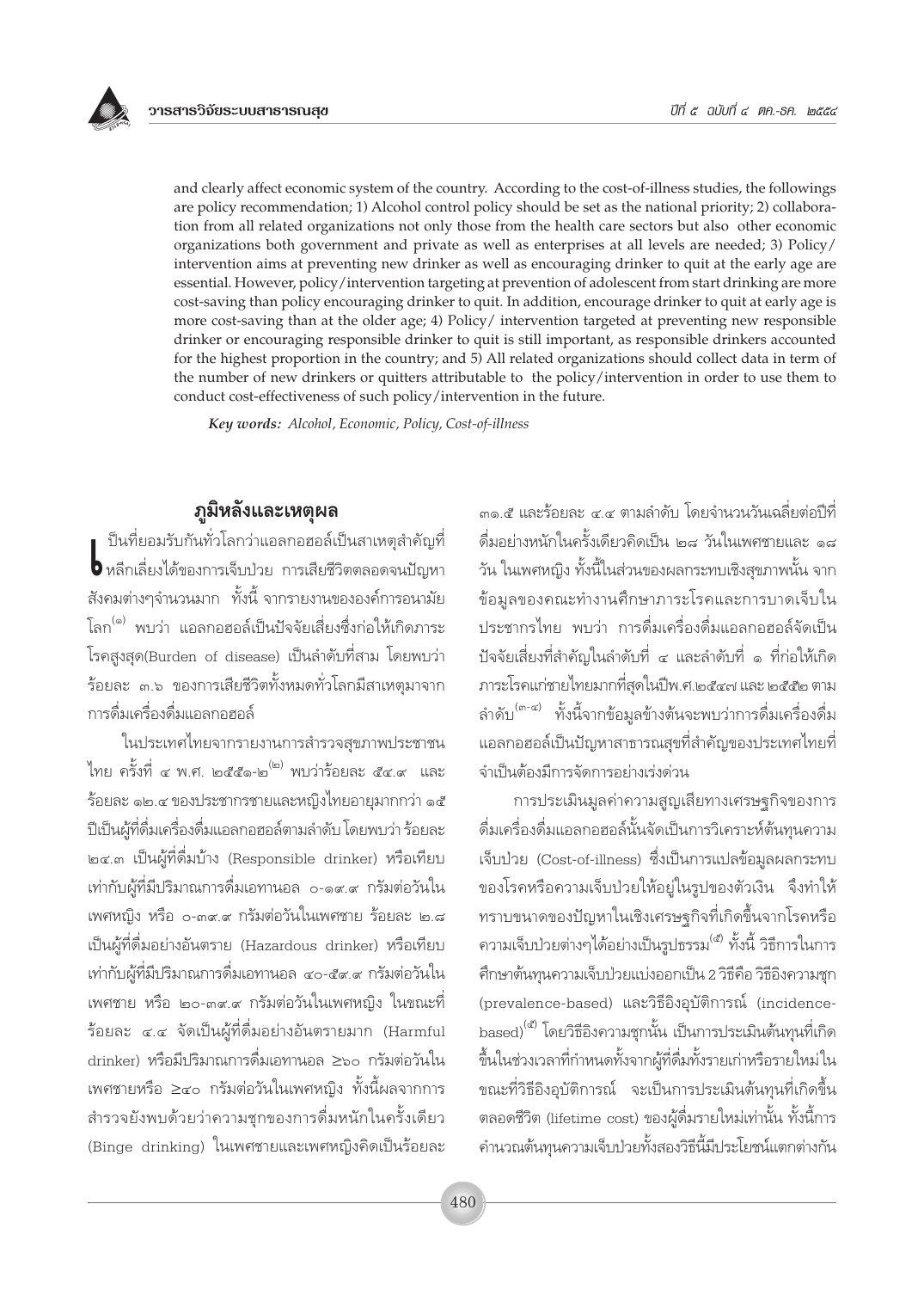and clearly affect economic system of the country. According to the cost-of-illness studies, the followings are policy recommendation; 1) Alcohol control policy should be set as the national priority; 2) collaboration from all related organizations not only those from the health care sectors but also other economic organizations both government and private as well as enterprises at all levels are needed; 3) Policy/ intervention aims at preventing new drinker as well as encouraging drinker to quit at the early age are essential. However, policy/intervention targeting at prevention of adolescent from start drinking are more cost-saving than policy encouraging drinker to quit. In addition, encourage drinker to quit at early age is more cost-saving than at the older age; 4) Policy/ intervention targeted at preventing new responsible drinker or encouraging responsible drinker to quit is still important, as responsible drinkers accounted for the highest proportion in the country; and 5) All related organizations should collect data in term of the number of new drinkers or quitters attributable to the policy/intervention in order to use them to conduct cost-effectiveness of such policy/intervention in the future.

***Key words:** Alcohol, Economic, Policy, Cost-of-illness*

## ภูมิหลังและเหตุผล

เป็นที่ยอมรับกันทั่วโลกว่าแอลกอฮอล์เป็นสาเหตุสำคัญที่หลีกเลี่ยงได้ของการเจ็บป่วย การเสียชีวิตตลอดจนปัญหาสังคมต่างๆจำนวนมาก ทั้งนี้ จากรายงานขององค์การอนามัยโลก[๑] พบว่า แอลกอฮอล์เป็นปัจจัยเสี่ยงซึ่งก่อให้เกิดภาระโรคสูงสุด(Burden of disease) เป็นลำดับที่สาม โดยพบว่า ร้อยละ ๓.๖ ของการเสียชีวิตทั้งหมดทั่วโลกมีสาเหตุมาจากการดื่มเครื่องดื่มแอลกอฮอล์

ในประเทศไทยจากรายงานการสำรวจสุขภาพประชาชนไทย ครั้งที่ ๔ พ.ศ. ๒๕๕๑-๒[๒] พบว่าร้อยละ ๕๔.๙ และร้อยละ ๑๒.๔ ของประชากรชายและหญิงไทยอายุมากกว่า ๑๕ ปีเป็นผู้ที่ดื่มเครื่องดื่มแอลกอฮอล์ตามลำดับ โดยพบว่า ร้อยละ ๒๔.๓ เป็นผู้ที่ดื่มบ้าง (Responsible drinker) หรือเทียบเท่ากับผู้ที่มีปริมาณการดื่มเอทานอล ๐-๑๙.๙ กรัมต่อวันในเพศหญิง หรือ ๐-๓๙.๙ กรัมต่อวันในเพศชาย ร้อยละ ๒.๘ เป็นผู้ที่ดื่มอย่างอันตราย (Hazardous drinker) หรือเทียบเท่ากับผู้ที่มีปริมาณการดื่มเอทานอล ๔๐-๕๙.๙ กรัมต่อวันในเพศชาย หรือ ๒๐-๓๙.๙ กรัมต่อวันในเพศหญิง ในขณะที่ร้อยละ ๔.๔ จัดเป็นผู้ที่ดื่มอย่างอันตรายมาก (Harmful drinker) หรือมีปริมาณการดื่มเอทานอล ≥๖๐ กรัมต่อวันในเพศชายหรือ ≥๔๐ กรัมต่อวันในเพศหญิง ทั้งนี้ผลจากการสำรวจยังพบด้วยว่าความชุกของการดื่มหนักในครั้งเดียว (Binge drinking) ในเพศชายและเพศหญิงคิดเป็นร้อยละ ๓๑.๕ และร้อยละ ๔.๔ ตามลำดับ โดยจำนวนวันเฉลี่ยต่อปีที่ดื่มอย่างหนักในครั้งเดียวคิดเป็น ๒๘ วันในเพศชายและ ๑๘ วัน ในเพศหญิง ทั้งนี้ในส่วนของผลกระทบเชิงสุขภาพนั้น จากข้อมูลของคณะทำงานศึกษาภาระโรคและการบาดเจ็บในประชากรไทย พบว่า การดื่มเครื่องดื่มแอลกอฮอล์จัดเป็นปัจจัยเสี่ยงที่สำคัญในลำดับที่ ๔ และลำดับที่ ๑ ที่ก่อให้เกิดภาระโรคแก่ชายไทยมากที่สุดในปีพ.ศ.๒๕๔๗ และ ๒๕๕๒ ตามลำดับ[๓-๔] ทั้งนี้จากข้อมูลข้างต้นจะพบว่าการดื่มเครื่องดื่มแอลกอฮอล์เป็นปัญหาสาธารณสุขที่สำคัญของประเทศไทยที่จำเป็นต้องมีการจัดการอย่างเร่งด่วน

การประเมินมูลค่าความสูญเสียทางเศรษฐกิจของการดื่มเครื่องดื่มแอลกอฮอล์นั้นจัดเป็นการวิเคราะห์ต้นทุนความเจ็บป่วย (Cost-of-illness) ซึ่งเป็นการแปลข้อมูลผลกระทบของโรคหรือความเจ็บป่วยให้อยู่ในรูปของตัวเงิน จึงทำให้ทราบขนาดของปัญหาในเชิงเศรษฐกิจที่เกิดขึ้นจากโรคหรือความเจ็บป่วยต่างๆได้อย่างเป็นรูปธรรม[๕] ทั้งนี้ วิธีการในการศึกษาต้นทุนความเจ็บป่วยแบ่งออกเป็น 2 วิธีคือ วิธีอิงความชุก (prevalence-based) และวิธีอิงอุบัติการณ์ (incidence-based)[๕] โดยวิธีอิงความชุกนั้น เป็นการประเมินต้นทุนที่เกิดขึ้นในช่วงเวลาที่กำหนดทั้งจากผู้ที่ดื่มทั้งรายเก่าหรือรายใหม่ในขณะที่วิธีอิงอุบัติการณ์ จะเป็นการประเมินต้นทุนที่เกิดขึ้นตลอดชีวิต (lifetime cost) ของผู้ดื่มรายใหม่เท่านั้น ทั้งนี้การคำนวณต้นทุนความเจ็บป่วยทั้งสองวิธีนี้มีประโยชน์แตกต่างกัน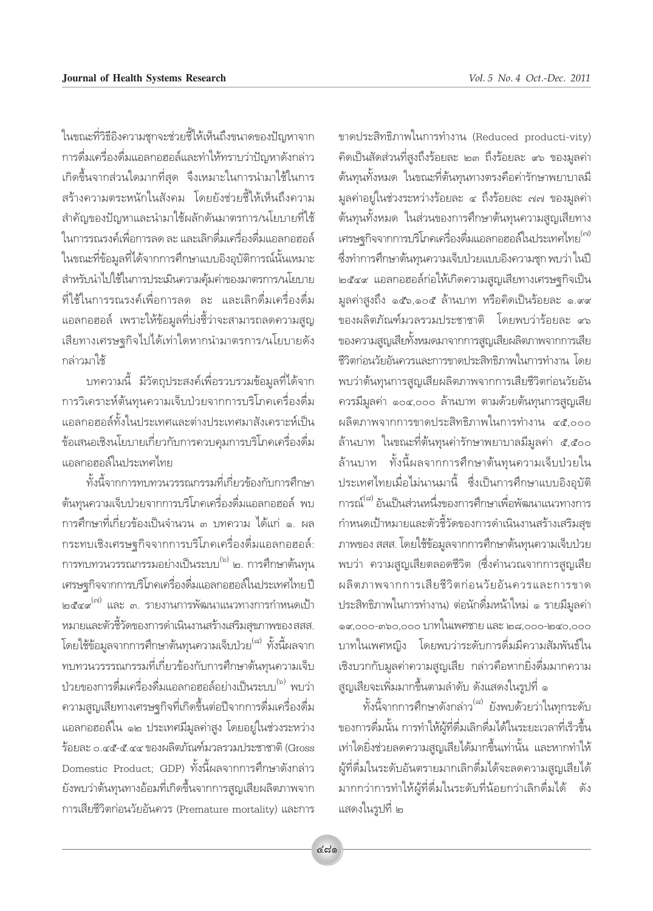ในขณะที่วิธีอิงความชุกจะช่วยชี้ให้เห็นถึงขนาดของปัญหาจากการดื่มเครื่องดื่มแอลกอฮอล์และทำให้ทราบว่าปัญหาดังกล่าวเกิดขึ้นจากส่วนใดมากที่สุด จึงเหมาะในการนำมาใช้ในการสร้างความตระหนักในสังคม โดยยังช่วยชี้ให้เห็นถึงความสำคัญของปัญหาและนำมาใช้ผลักดันมาตรการ/นโยบายที่ใช้ในการรณรงค์เพื่อการลด ละ และเลิกดื่มเครื่องดื่มแอลกอฮอล์ ในขณะที่ข้อมูลที่ได้จากการศึกษาแบบอิงอุบัติการณ์นั้นเหมาะสำหรับนำไปใช้ในการประเมินความคุ้มค่าของมาตรการ/นโยบายที่ใช้ในการรณรงค์เพื่อการลด ละ และเลิกดื่มเครื่องดื่มแอลกอฮอล์ เพราะให้ข้อมูลที่บ่งชี้ว่าจะสามารถลดความสูญเสียทางเศรษฐกิจไปได้เท่าใดหากนำมาตรการ/นโยบายดังกล่าวมาใช้

บทความนี้ มีวัตถุประสงค์เพื่อรวบรวมข้อมูลที่ได้จากการวิเคราะห์ต้นทุนความเจ็บป่วยจากการบริโภคเครื่องดื่มแอลกอฮอล์ทั้งในประเทศและต่างประเทศมาสังเคราะห์เป็นข้อเสนอเชิงนโยบายเกี่ยวกับการควบคุมการบริโภคเครื่องดื่มแอลกอฮอล์ในประเทศไทย

ทั้งนี้จากการทบทวนวรรณกรรมที่เกี่ยวข้องกับการศึกษาต้นทุนความเจ็บป่วยจากการบริโภคเครื่องดื่มแอลกอฮอล์ พบการศึกษาที่เกี่ยวข้องเป็นจำนวน ๓ บทความ ได้แก่ ๑. ผลกระทบเชิงเศรษฐกิจจากการบริโภคเครื่องดื่มแอลกอฮอล์: การทบทวนวรรณกรรมอย่างเป็นระบบ[๖] ๒. การศึกษาต้นทุนเศรษฐกิจจากการบริโภคเครื่องดื่มแอลกอฮอล์ในประเทศไทยปี ๒๕๔๙[๗] และ ๓. รายงานการพัฒนาแนวทางการกำหนดเป้าหมายและตัวชี้วัดของการดำเนินงานสร้างเสริมสุขภาพของ สสส. โดยใช้ข้อมูลจากการศึกษาต้นทุนความเจ็บป่วย[๘] ทั้งนี้ผลจากทบทวนวรรณกรรมที่เกี่ยวข้องกับการศึกษาต้นทุนความเจ็บป่วยของการดื่มเครื่องดื่มแอลกอฮอล์อย่างเป็นระบบ[๖] พบว่าความสูญเสียทางเศรษฐกิจที่เกิดขึ้นต่อปีจากการดื่มเครื่องดื่มแอลกอฮอล์ใน ๑๒ ประเทศมีมูลค่าสูง โดยอยู่ในช่วงระหว่างร้อยละ ๐.๔๕-๕.๔๔ ของผลิตภัณฑ์มวลรวมประชาชาติ (Gross Domestic Product; GDP) ทั้งนี้ผลจากการศึกษาดังกล่าวยังพบว่าต้นทุนทางอ้อมที่เกิดขึ้นจากการสูญเสียผลิตภาพจากการเสียชีวิตก่อนวัยอันควร (Premature mortality) และการขาดประสิทธิภาพในการทำงาน (Reduced producti-vity) คิดเป็นสัดส่วนที่สูงถึงร้อยละ ๒๓ ถึงร้อยละ ๙๖ ของมูลค่าต้นทุนทั้งหมด ในขณะที่ต้นทุนทางตรงคือค่ารักษาพยาบาลมีมูลค่าอยู่ในช่วงระหว่างร้อยละ ๔ ถึงร้อยละ ๗๗ ของมูลค่าต้นทุนทั้งหมด ในส่วนของการศึกษาต้นทุนความสูญเสียทางเศรษฐกิจจากการบริโภคเครื่องดื่มแอลกอฮอล์ในประเทศไทย[๗] ซึ่งทำการศึกษาต้นทุนความเจ็บป่วยแบบอิงความชุก พบว่า ในปี ๒๕๔๙ แอลกอฮอล์ก่อให้เกิดความสูญเสียทางเศรษฐกิจเป็นมูลค่าสูงถึง ๑๕๖,๑๐๕ ล้านบาท หรือคิดเป็นร้อยละ ๑.๙๙ ของผลิตภัณฑ์มวลรวมประชาชาติ โดยพบว่าร้อยละ ๙๖ ของความสูญเสียทั้งหมดมาจากการสูญเสียผลิตภาพจากการเสียชีวิตก่อนวัยอันควรและการขาดประสิทธิภาพในการทำงาน โดยพบว่าต้นทุนการสูญเสียผลิตภาพจากการเสียชีวิตก่อนวัยอันควรมีมูลค่า ๑๐๔,๐๐๐ ล้านบาท ตามด้วยต้นทุนการสูญเสียผลิตภาพจากการขาดประสิทธิภาพในการทำงาน ๔๕,๐๐๐ ล้านบาท ในขณะที่ต้นทุนค่ารักษาพยาบาลมีมูลค่า ๕,๕๐๐ ล้านบาท ทั้งนี้ผลจากการศึกษาต้นทุนความเจ็บป่วยในประเทศไทยเมื่อไม่นานมานี้ ซึ่งเป็นการศึกษาแบบอิงอุบัติการณ์[๘] อันเป็นส่วนหนึ่งของการศึกษาเพื่อพัฒนาแนวทางการกำหนดเป้าหมายและตัวชี้วัดของการดำเนินงานสร้างเสริมสุขภาพของ สสส. โดยใช้ข้อมูลจากการศึกษาต้นทุนความเจ็บป่วย พบว่า ความสูญเสียตลอดชีวิต (ซึ่งคำนวณจากการสูญเสียผลิตภาพจากการเสียชีวิตก่อนวัยอันควรและการขาดประสิทธิภาพในการทำงาน) ต่อนักดื่มหน้าใหม่ ๑ รายมีมูลค่า ๑๙,๐๐๐-๓๖๐,๐๐๐ บาทในเพศชาย และ ๒๘,๐๐๐-๒๔๐,๐๐๐ บาทในเพศหญิง โดยพบว่าระดับการดื่มมีความสัมพันธ์ในเชิงบวกกับมูลค่าความสูญเสีย กล่าวคือหากยิ่งดื่มมากความสูญเสียจะเพิ่มมากขึ้นตามลำดับ ดังแสดงในรูปที่ ๑

ทั้งนี้จากการศึกษาดังกล่าว[๘] ยังพบด้วยว่าในทุกระดับของการดื่มนั้น การทำให้ผู้ที่ดื่มเลิกดื่มได้ในระยะเวลาที่เร็วขึ้นเท่าใดยิ่งช่วยลดความสูญเสียได้มากขึ้นเท่านั้น และหากทำให้ผู้ที่ดื่มในระดับอันตรายมากเลิกดื่มได้จะลดความสูญเสียได้มากกว่าการทำให้ผู้ที่ดื่มในระดับที่น้อยกว่าเลิกดื่มได้ ดังแสดงในรูปที่ ๒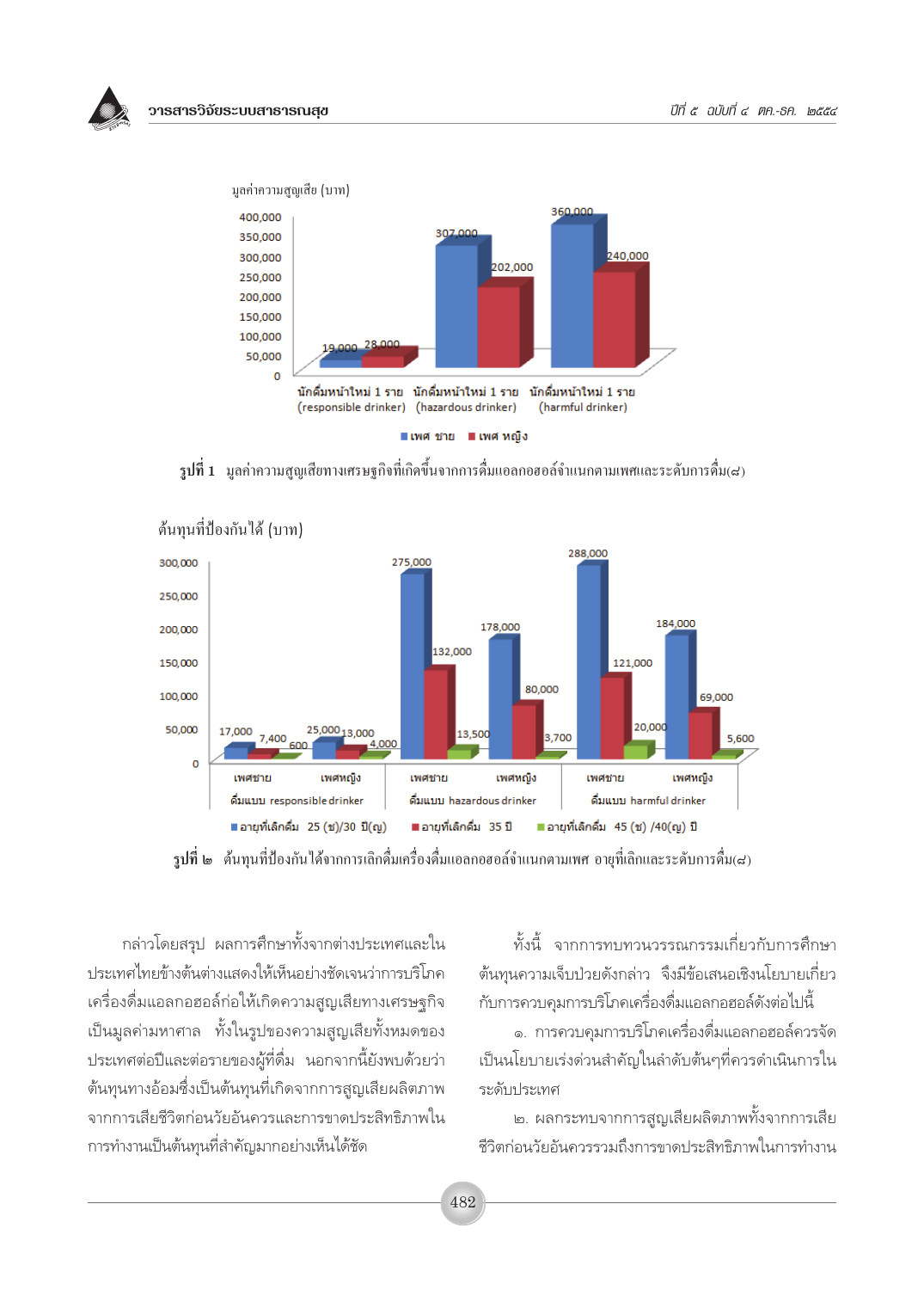มูลค่าความสูญเสีย (บาท)

| | เพศ ชาย | เพศ หญิง |
|---|---|---|
| นักดื่มหน้าใหม่ 1 ราย (responsible drinker) | 19,000 | 28,000 |
| นักดื่มหน้าใหม่ 1 ราย (hazardous drinker) | 307,000 | 202,000 |
| นักดื่มหน้าใหม่ 1 ราย (harmful drinker) | 360,000 | 240,000 |

**รูปที่ 1** มูลค่าความสูญเสียทางเศรษฐกิจที่เกิดขึ้นจากการดื่มแอลกอฮอล์จำแนกตามเพศและระดับการดื่ม(๘)

ต้นทุนที่ป้องกันได้ (บาท)

| ระดับการดื่ม | เพศ | อายุที่เลิกดื่ม 25 (ช)/30 ปี(ญ) | อายุที่เลิกดื่ม 35 ปี | อายุที่เลิกดื่ม 45 (ช) /40(ญ) ปี |
|---|---|---|---|---|
| ดื่มแบบ responsible drinker | เพศชาย | 17,000 | 7,400 | 600 |
| | เพศหญิง | 25,000 | 13,000 | 4,000 |
| ดื่มแบบ hazardous drinker | เพศชาย | 275,000 | 132,000 | 13,500 |
| | เพศหญิง | 178,000 | 80,000 | 3,700 |
| ดื่มแบบ harmful drinker | เพศชาย | 288,000 | 121,000 | 20,000 |
| | เพศหญิง | 184,000 | 69,000 | 5,600 |

**รูปที่ ๒** ต้นทุนที่ป้องกันได้จากการเลิกดื่มเครื่องดื่มแอลกอฮอล์จำแนกตามเพศ อายุที่เลิกและระดับการดื่ม(๘)

กล่าวโดยสรุป ผลการศึกษาทั้งจากต่างประเทศและในประเทศไทยข้างต้นต่างแสดงให้เห็นอย่างชัดเจนว่าการบริโภคเครื่องดื่มแอลกอฮอล์ก่อให้เกิดความสูญเสียทางเศรษฐกิจเป็นมูลค่ามหาศาล ทั้งในรูปของความสูญเสียทั้งหมดของประเทศต่อปีและต่อรายของผู้ที่ดื่ม นอกจากนี้ยังพบด้วยว่าต้นทุนทางอ้อมซึ่งเป็นต้นทุนที่เกิดจากการสูญเสียผลิตภาพจากการเสียชีวิตก่อนวัยอันควรและการขาดประสิทธิภาพในการทำงานเป็นต้นทุนที่สำคัญมากอย่างเห็นได้ชัด

ทั้งนี้ จากการทบทวนวรรณกรรมเกี่ยวกับการศึกษาต้นทุนความเจ็บป่วยดังกล่าว จึงมีข้อเสนอเชิงนโยบายเกี่ยวกับการควบคุมการบริโภคเครื่องดื่มแอลกอฮอล์ดังต่อไปนี้

๑. การควบคุมการบริโภคเครื่องดื่มแอลกอฮอล์ควรจัดเป็นนโยบายเร่งด่วนสำคัญในลำดับต้นๆที่ควรดำเนินการในระดับประเทศ

๒. ผลกระทบจากการสูญเสียผลิตภาพทั้งจากการเสียชีวิตก่อนวัยอันควรรวมถึงการขาดประสิทธิภาพในการทำงาน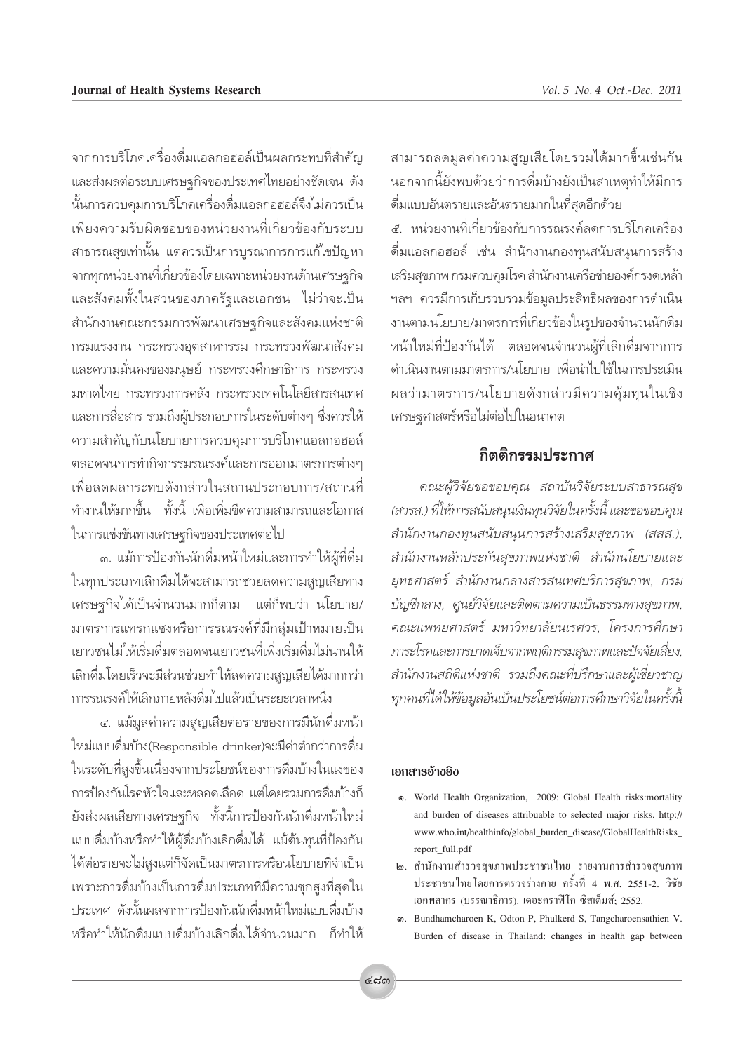จากการบริโภคเครื่องดื่มแอลกอฮอล์เป็นผลกระทบที่สำคัญและส่งผลต่อระบบเศรษฐกิจของประเทศไทยอย่างชัดเจน ดังนั้นการควบคุมการบริโภคเครื่องดื่มแอลกอฮอล์จึงไม่ควรเป็นเพียงความรับผิดชอบของหน่วยงานที่เกี่ยวข้องกับระบบสาธารณสุขเท่านั้น แต่ควรเป็นการบูรณาการการแก้ไขปัญหาจากทุกหน่วยงานที่เกี่ยวข้องโดยเฉพาะหน่วยงานด้านเศรษฐกิจและสังคมทั้งในส่วนของภาครัฐและเอกชน ไม่ว่าจะเป็นสำนักงานคณะกรรมการพัฒนาเศรษฐกิจและสังคมแห่งชาติ กรมแรงงาน กระทรวงอุตสาหกรรม กระทรวงพัฒนาสังคมและความมั่นคงของมนุษย์ กระทรวงศึกษาธิการ กระทรวงมหาดไทย กระทรวงการคลัง กระทรวงเทคโนโลยีสารสนเทศและการสื่อสาร รวมถึงผู้ประกอบการในระดับต่างๆ ซึ่งควรให้ความสำคัญกับนโยบายการควบคุมการบริโภคแอลกอฮอล์ตลอดจนการทำกิจกรรมรณรงค์และการออกมาตรการต่างๆ เพื่อลดผลกระทบดังกล่าวในสถานประกอบการ/สถานที่ทำงานให้มากขึ้น ทั้งนี้ เพื่อเพิ่มขีดความสามารถและโอกาสในการแข่งขันทางเศรษฐกิจของประเทศต่อไป

๓. แม้การป้องกันนักดื่มหน้าใหม่และการทำให้ผู้ที่ดื่มในทุกประเภทเลิกดื่มได้จะสามารถช่วยลดความสูญเสียทางเศรษฐกิจได้เป็นจำนวนมากก็ตาม แต่ก็พบว่า นโยบาย/มาตรการแทรกแซงหรือการรณรงค์ที่มีกลุ่มเป้าหมายเป็นเยาวชนไม่ให้เริ่มดื่มตลอดจนเยาวชนที่เพิ่งเริ่มดื่มไม่นานให้เลิกดื่มโดยเร็วจะมีส่วนช่วยทำให้ลดความสูญเสียได้มากกว่าการรณรงค์ให้เลิกภายหลังดื่มไปแล้วเป็นระยะเวลาหนึ่ง

๔. แม้มูลค่าความสูญเสียต่อรายของการมีนักดื่มหน้าใหม่แบบดื่มบ้าง(Responsible drinker)จะมีค่าต่ำกว่าการดื่มในระดับที่สูงขึ้นเนื่องจากประโยชน์ของการดื่มบ้างในแง่ของการป้องกันโรคหัวใจและหลอดเลือด แต่โดยรวมการดื่มบ้างก็ยังส่งผลเสียทางเศรษฐกิจ ทั้งนี้การป้องกันนักดื่มหน้าใหม่แบบดื่มบ้างหรือทำให้ผู้ดื่มบ้างเลิกดื่มได้ แม้ต้นทุนที่ป้องกันได้ต่อรายจะไม่สูงแต่ก็จัดเป็นมาตรการหรือนโยบายที่จำเป็นเพราะการดื่มบ้างเป็นการดื่มประเภทที่มีความชุกสูงที่สุดในประเทศ ดังนั้นผลจากการป้องกันนักดื่มหน้าใหม่แบบดื่มบ้างหรือทำให้นักดื่มแบบดื่มบ้างเลิกดื่มได้จำนวนมาก ก็ทำให้สามารถลดมูลค่าความสูญเสียโดยรวมได้มากขึ้นเช่นกัน นอกจากนี้ยังพบด้วยว่าการดื่มบ้างยังเป็นสาเหตุทำให้มีการดื่มแบบอันตรายและอันตรายมากในที่สุดอีกด้วย

๕. หน่วยงานที่เกี่ยวข้องกับการรณรงค์ลดการบริโภคเครื่องดื่มแอลกอฮอล์ เช่น สำนักงานกองทุนสนับสนุนการสร้างเสริมสุขภาพ กรมควบคุมโรค สำนักงานเครือข่ายองค์กรงดเหล้า ฯลฯ ควรมีการเก็บรวบรวมข้อมูลประสิทธิผลของการดำเนินงานตามนโยบาย/มาตรการที่เกี่ยวข้องในรูปของจำนวนนักดื่มหน้าใหม่ที่ป้องกันได้ ตลอดจนจำนวนผู้ที่เลิกดื่มจากการดำเนินงานตามมาตรการ/นโยบาย เพื่อนำไปใช้ในการประเมินผลว่ามาตรการ/นโยบายดังกล่าวมีความคุ้มทุนในเชิงเศรษฐศาสตร์หรือไม่ต่อไปในอนาคต

## กิตติกรรมประกาศ

*คณะผู้วิจัยขอขอบคุณ สถาบันวิจัยระบบสาธารณสุข (สวรส.) ที่ให้การสนับสนุนเงินทุนวิจัยในครั้งนี้ และขอขอบคุณ สำนักงานกองทุนสนับสนุนการสร้างเสริมสุขภาพ (สสส.), สำนักงานหลักประกันสุขภาพแห่งชาติ สำนักนโยบายและยุทธศาสตร์ สำนักงานกลางสารสนเทศบริการสุขภาพ, กรมบัญชีกลาง, ศูนย์วิจัยและติดตามความเป็นธรรมทางสุขภาพ, คณะแพทยศาสตร์ มหาวิทยาลัยนเรศวร, โครงการศึกษาภาระโรคและการบาดเจ็บจากพฤติกรรมสุขภาพและปัจจัยเสี่ยง, สำนักงานสถิติแห่งชาติ รวมถึงคณะที่ปรึกษาและผู้เชี่ยวชาญทุกคนที่ได้ให้ข้อมูลอันเป็นประโยชน์ต่อการศึกษาวิจัยในครั้งนี้*

### เอกสารอ้างอิง

๑. World Health Organization, 2009: Global Health risks:mortality and burden of diseases attribuable to selected major risks. http://www.who.int/healthinfo/global_burden_disease/GlobalHealthRisks_report_full.pdf

๒. สำนักงานสำรวจสุขภาพประชาชนไทย รายงานการสำรวจสุขภาพประชาชนไทยโดยการตรวจร่างกาย ครั้งที่ 4 พ.ศ. 2551-2. วิชัย เอกพลากร (บรรณาธิการ). เดอะกราฟิโก ซิสเต็มส์; 2552.

๓. Bundhamcharoen K, Odton P, Phulkerd S, Tangcharoensathien V. Burden of disease in Thailand: changes in health gap between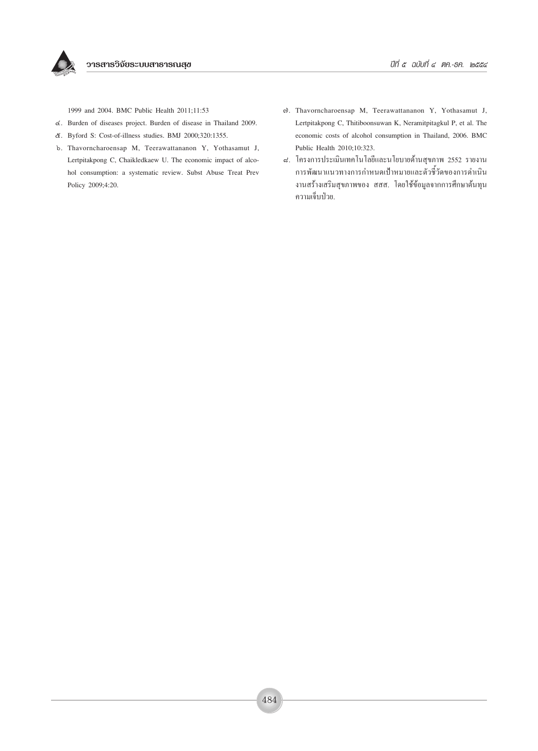1999 and 2004. BMC Public Health 2011;11:53

๔. Burden of diseases project. Burden of disease in Thailand 2009.

๕. Byford S: Cost-of-illness studies. BMJ 2000;320:1355.

๖. Thavorncharoensap M, Teerawattananon Y, Yothasamut J, Lertpitakpong C, Chaikledkaew U. The economic impact of alcohol consumption: a systematic review. Subst Abuse Treat Prev Policy 2009;4:20.

๗. Thavorncharoensap M, Teerawattananon Y, Yothasamut J, Lertpitakpong C, Thitiboonsuwan K, Neramitpitagkul P, et al. The economic costs of alcohol consumption in Thailand, 2006. BMC Public Health 2010;10:323.

๘. โครงการประเมินเทคโนโลยีและนโยบายด้านสุขภาพ 2552 รายงานการพัฒนาแนวทางการกำหนดเป้าหมายและตัวชี้วัดของการดำเนินงานสร้างเสริมสุขภาพของ สสส. โดยใช้ข้อมูลจากการศึกษาต้นทุนความเจ็บป่วย.